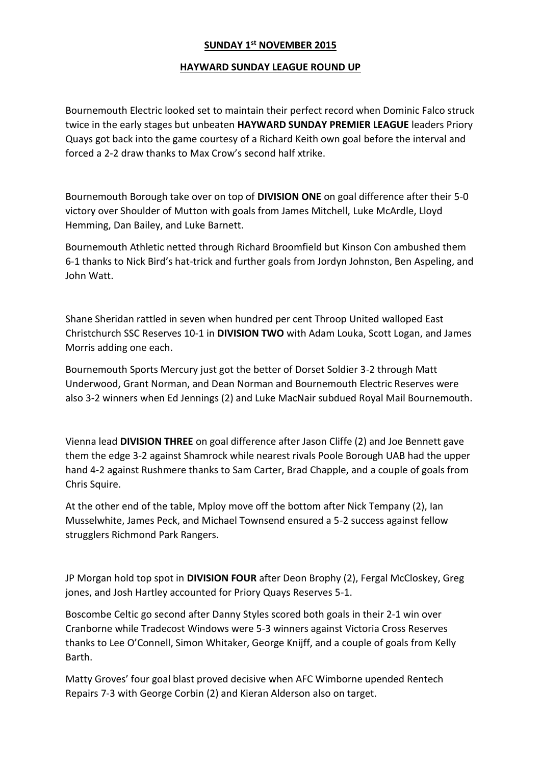**SUNDAY 1st NOVEMBER 2015**

**HAYWARD SUNDAY LEAGUE ROUND UP**

Bournemouth Electric looked set to maintain their perfect record when Dominic Falco struck twice in the early stages but unbeaten **HAYWARD SUNDAY PREMIER LEAGUE** leaders Priory Quays got back into the game courtesy of a Richard Keith own goal before the interval and forced a 2-2 draw thanks to Max Crow's second half xtrike.

Bournemouth Borough take over on top of **DIVISION ONE** on goal difference after their 5-0 victory over Shoulder of Mutton with goals from James Mitchell, Luke McArdle, Lloyd Hemming, Dan Bailey, and Luke Barnett.

Bournemouth Athletic netted through Richard Broomfield but Kinson Con ambushed them 6-1 thanks to Nick Bird's hat-trick and further goals from Jordyn Johnston, Ben Aspeling, and John Watt.

Shane Sheridan rattled in seven when hundred per cent Throop United walloped East Christchurch SSC Reserves 10-1 in **DIVISION TWO** with Adam Louka, Scott Logan, and James Morris adding one each.

Bournemouth Sports Mercury just got the better of Dorset Soldier 3-2 through Matt Underwood, Grant Norman, and Dean Norman and Bournemouth Electric Reserves were also 3-2 winners when Ed Jennings (2) and Luke MacNair subdued Royal Mail Bournemouth.

Vienna lead **DIVISION THREE** on goal difference after Jason Cliffe (2) and Joe Bennett gave them the edge 3-2 against Shamrock while nearest rivals Poole Borough UAB had the upper hand 4-2 against Rushmere thanks to Sam Carter, Brad Chapple, and a couple of goals from Chris Squire.

At the other end of the table, Mploy move off the bottom after Nick Tempany (2), Ian Musselwhite, James Peck, and Michael Townsend ensured a 5-2 success against fellow strugglers Richmond Park Rangers.

JP Morgan hold top spot in **DIVISION FOUR** after Deon Brophy (2), Fergal McCloskey, Greg jones, and Josh Hartley accounted for Priory Quays Reserves 5-1.

Boscombe Celtic go second after Danny Styles scored both goals in their 2-1 win over Cranborne while Tradecost Windows were 5-3 winners against Victoria Cross Reserves thanks to Lee O'Connell, Simon Whitaker, George Knijff, and a couple of goals from Kelly Barth.

Matty Groves' four goal blast proved decisive when AFC Wimborne upended Rentech Repairs 7-3 with George Corbin (2) and Kieran Alderson also on target.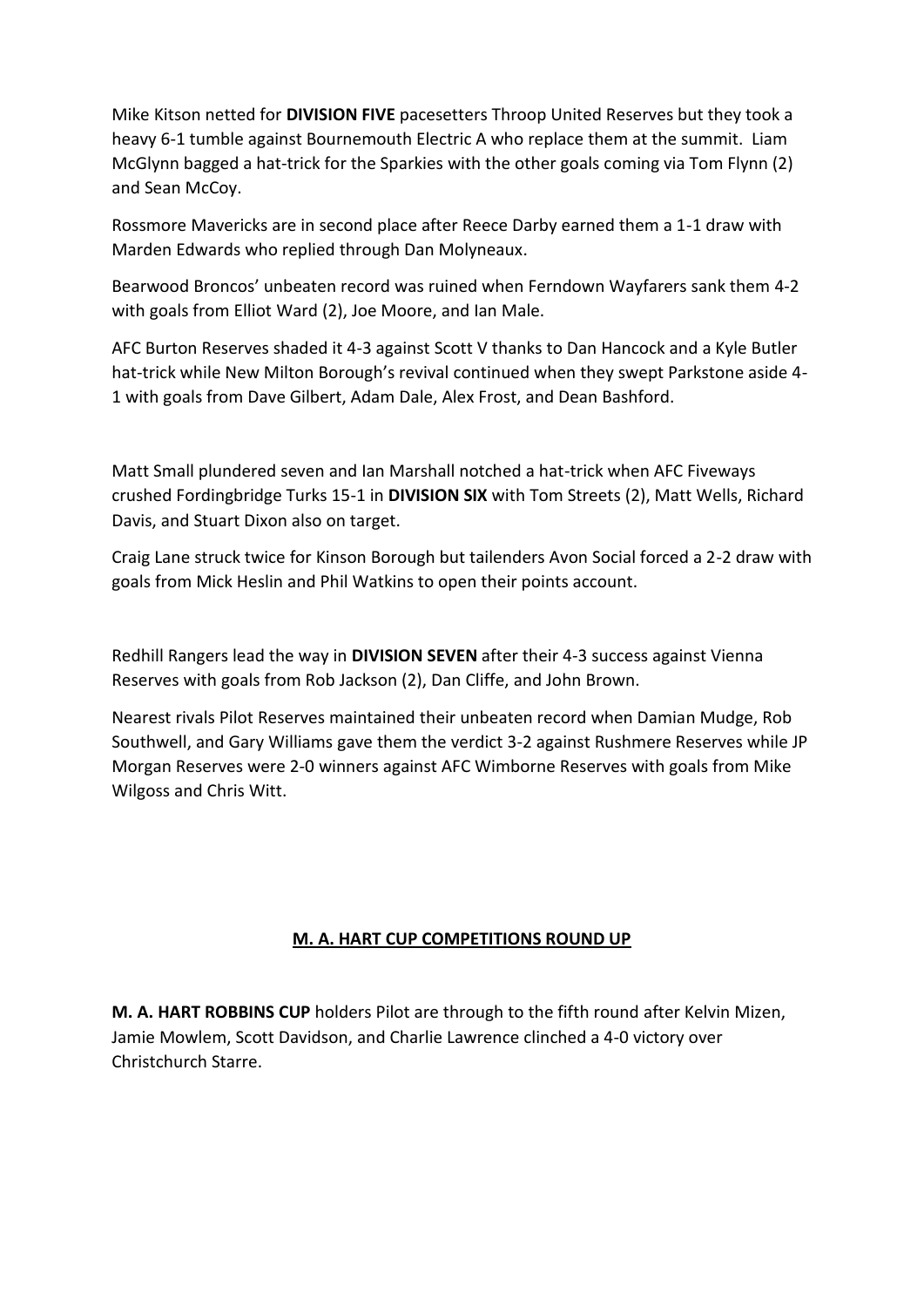Mike Kitson netted for **DIVISION FIVE** pacesetters Throop United Reserves but they took a heavy 6-1 tumble against Bournemouth Electric A who replace them at the summit. Liam McGlynn bagged a hat-trick for the Sparkies with the other goals coming via Tom Flynn (2) and Sean McCoy.

Rossmore Mavericks are in second place after Reece Darby earned them a 1-1 draw with Marden Edwards who replied through Dan Molyneaux.

Bearwood Broncos' unbeaten record was ruined when Ferndown Wayfarers sank them 4-2 with goals from Elliot Ward (2), Joe Moore, and Ian Male.

AFC Burton Reserves shaded it 4-3 against Scott V thanks to Dan Hancock and a Kyle Butler hat-trick while New Milton Borough's revival continued when they swept Parkstone aside 4-1 with goals from Dave Gilbert, Adam Dale, Alex Frost, and Dean Bashford.

Matt Small plundered seven and Ian Marshall notched a hat-trick when AFC Fiveways crushed Fordingbridge Turks 15-1 in **DIVISION SIX** with Tom Streets (2), Matt Wells, Richard Davis, and Stuart Dixon also on target.

Craig Lane struck twice for Kinson Borough but tailenders Avon Social forced a 2-2 draw with goals from Mick Heslin and Phil Watkins to open their points account.

Redhill Rangers lead the way in **DIVISION SEVEN** after their 4-3 success against Vienna Reserves with goals from Rob Jackson (2), Dan Cliffe, and John Brown.

Nearest rivals Pilot Reserves maintained their unbeaten record when Damian Mudge, Rob Southwell, and Gary Williams gave them the verdict 3-2 against Rushmere Reserves while JP Morgan Reserves were 2-0 winners against AFC Wimborne Reserves with goals from Mike Wilgoss and Chris Witt.

## M. A. HART CUP COMPETITIONS ROUND UP

**M. A. HART ROBBINS CUP** holders Pilot are through to the fifth round after Kelvin Mizen, Jamie Mowlem, Scott Davidson, and Charlie Lawrence clinched a 4-0 victory over Christchurch Starre.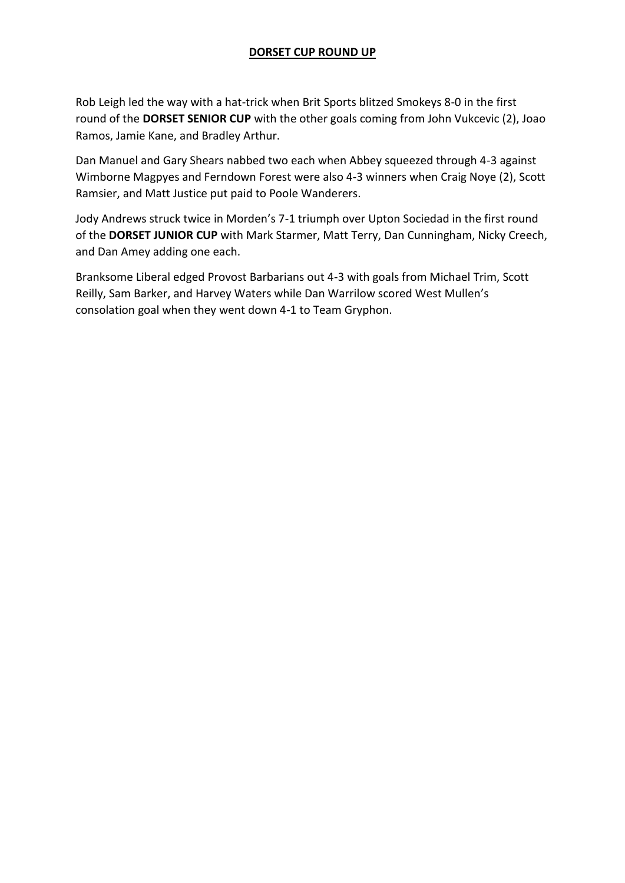# DORSET CUP ROUND UP

Rob Leigh led the way with a hat-trick when Brit Sports blitzed Smokeys 8-0 in the first round of the **DORSET SENIOR CUP** with the other goals coming from John Vukcevic (2), Joao Ramos, Jamie Kane, and Bradley Arthur.

Dan Manuel and Gary Shears nabbed two each when Abbey squeezed through 4-3 against Wimborne Magpyes and Ferndown Forest were also 4-3 winners when Craig Noye (2), Scott Ramsier, and Matt Justice put paid to Poole Wanderers.

Jody Andrews struck twice in Morden's 7-1 triumph over Upton Sociedad in the first round of the **DORSET JUNIOR CUP** with Mark Starmer, Matt Terry, Dan Cunningham, Nicky Creech, and Dan Amey adding one each.

Branksome Liberal edged Provost Barbarians out 4-3 with goals from Michael Trim, Scott Reilly, Sam Barker, and Harvey Waters while Dan Warrilow scored West Mullen's consolation goal when they went down 4-1 to Team Gryphon.